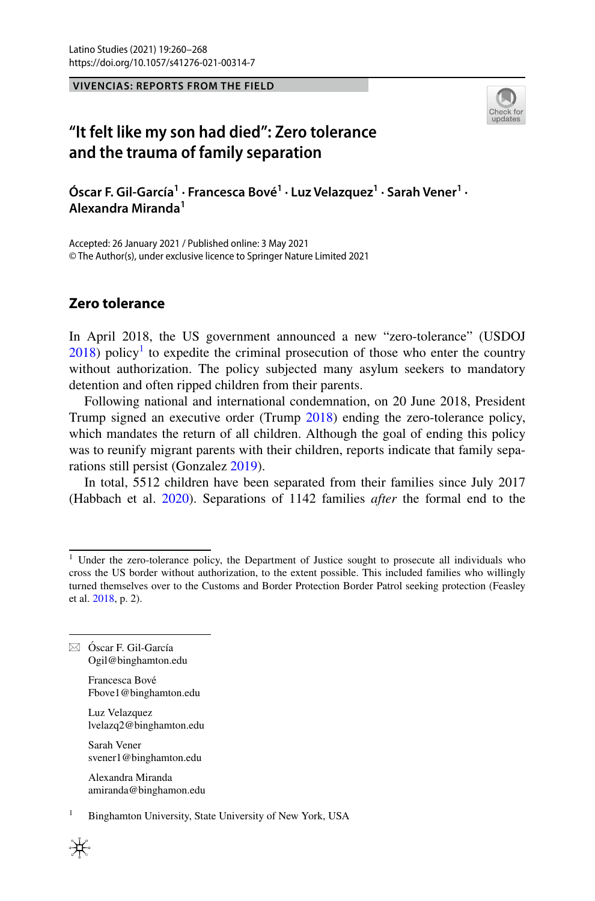VIVENCIAS: REPORTS FROM THE FIELD

# "It felt like my son had died": Zero tolerance and the trauma of family separation

**Óscar F. Gil-García[1] · Francesca Bové[1] · Luz Velazquez[1] · Sarah Vener[1] · Alexandra Miranda[1]**

Accepted: 26 January 2021 / Published online: 3 May 2021
© The Author(s), under exclusive licence to Springer Nature Limited 2021

## Zero tolerance

In April 2018, the US government announced a new "zero-tolerance" (USDOJ 2018) policy[1] to expedite the criminal prosecution of those who enter the country without authorization. The policy subjected many asylum seekers to mandatory detention and often ripped children from their parents.

Following national and international condemnation, on 20 June 2018, President Trump signed an executive order (Trump 2018) ending the zero-tolerance policy, which mandates the return of all children. Although the goal of ending this policy was to reunify migrant parents with their children, reports indicate that family separations still persist (Gonzalez 2019).

In total, 5512 children have been separated from their families since July 2017 (Habbach et al. 2020). Separations of 1142 families *after* the formal end to the

[1] Under the zero-tolerance policy, the Department of Justice sought to prosecute all individuals who cross the US border without authorization, to the extent possible. This included families who willingly turned themselves over to the Customs and Border Protection Border Patrol seeking protection (Feasley et al. 2018, p. 2).

✉ Óscar F. Gil-García
Ogil@binghamton.edu

Francesca Bové
Fbove1@binghamton.edu

Luz Velazquez
lvelazq2@binghamton.edu

Sarah Vener
svener1@binghamton.edu

Alexandra Miranda
amiranda@binghamon.edu

[1] Binghamton University, State University of New York, USA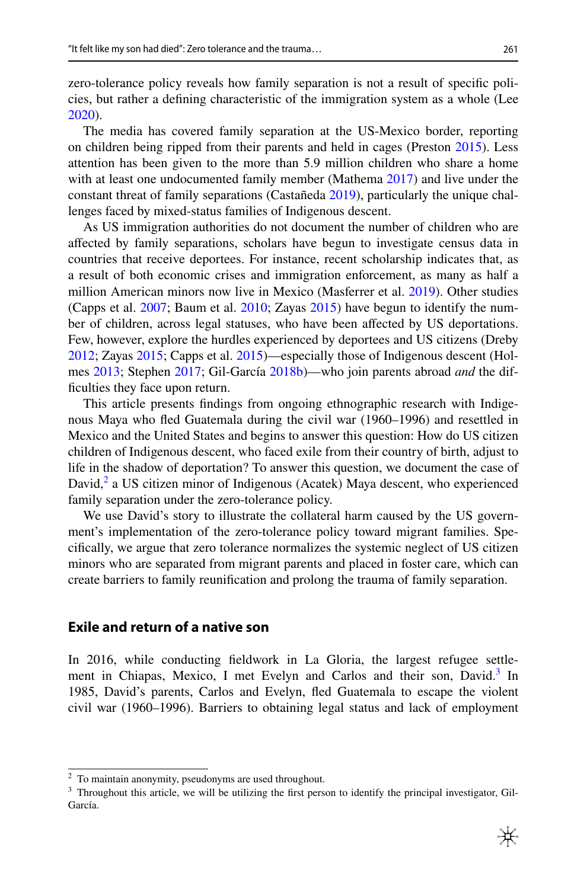zero-tolerance policy reveals how family separation is not a result of specific policies, but rather a defining characteristic of the immigration system as a whole (Lee 2020).

The media has covered family separation at the US-Mexico border, reporting on children being ripped from their parents and held in cages (Preston 2015). Less attention has been given to the more than 5.9 million children who share a home with at least one undocumented family member (Mathema 2017) and live under the constant threat of family separations (Castañeda 2019), particularly the unique challenges faced by mixed-status families of Indigenous descent.

As US immigration authorities do not document the number of children who are affected by family separations, scholars have begun to investigate census data in countries that receive deportees. For instance, recent scholarship indicates that, as a result of both economic crises and immigration enforcement, as many as half a million American minors now live in Mexico (Masferrer et al. 2019). Other studies (Capps et al. 2007; Baum et al. 2010; Zayas 2015) have begun to identify the number of children, across legal statuses, who have been affected by US deportations. Few, however, explore the hurdles experienced by deportees and US citizens (Dreby 2012; Zayas 2015; Capps et al. 2015)—especially those of Indigenous descent (Holmes 2013; Stephen 2017; Gil-García 2018b)—who join parents abroad *and* the difficulties they face upon return.

This article presents findings from ongoing ethnographic research with Indigenous Maya who fled Guatemala during the civil war (1960–1996) and resettled in Mexico and the United States and begins to answer this question: How do US citizen children of Indigenous descent, who faced exile from their country of birth, adjust to life in the shadow of deportation? To answer this question, we document the case of David,[2] a US citizen minor of Indigenous (Acatek) Maya descent, who experienced family separation under the zero-tolerance policy.

We use David's story to illustrate the collateral harm caused by the US government's implementation of the zero-tolerance policy toward migrant families. Specifically, we argue that zero tolerance normalizes the systemic neglect of US citizen minors who are separated from migrant parents and placed in foster care, which can create barriers to family reunification and prolong the trauma of family separation.

## Exile and return of a native son

In 2016, while conducting fieldwork in La Gloria, the largest refugee settlement in Chiapas, Mexico, I met Evelyn and Carlos and their son, David.[3] In 1985, David's parents, Carlos and Evelyn, fled Guatemala to escape the violent civil war (1960–1996). Barriers to obtaining legal status and lack of employment

[2] To maintain anonymity, pseudonyms are used throughout.

[3] Throughout this article, we will be utilizing the first person to identify the principal investigator, Gil-García.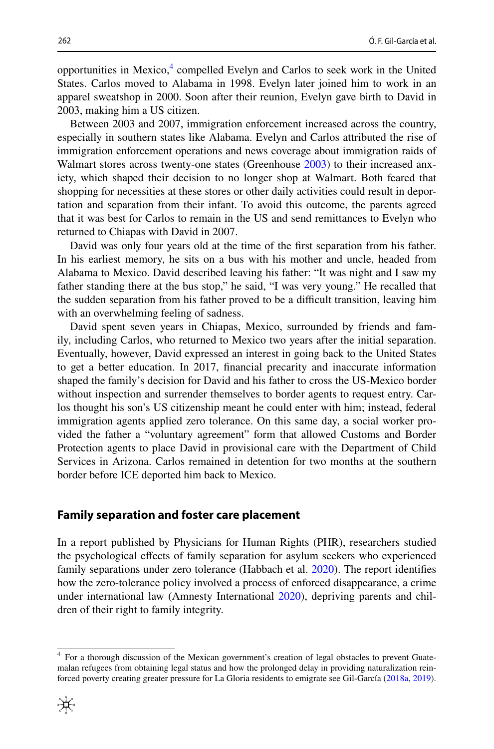opportunities in Mexico,[4] compelled Evelyn and Carlos to seek work in the United States. Carlos moved to Alabama in 1998. Evelyn later joined him to work in an apparel sweatshop in 2000. Soon after their reunion, Evelyn gave birth to David in 2003, making him a US citizen.

Between 2003 and 2007, immigration enforcement increased across the country, especially in southern states like Alabama. Evelyn and Carlos attributed the rise of immigration enforcement operations and news coverage about immigration raids of Walmart stores across twenty-one states (Greenhouse 2003) to their increased anxiety, which shaped their decision to no longer shop at Walmart. Both feared that shopping for necessities at these stores or other daily activities could result in deportation and separation from their infant. To avoid this outcome, the parents agreed that it was best for Carlos to remain in the US and send remittances to Evelyn who returned to Chiapas with David in 2007.

David was only four years old at the time of the first separation from his father. In his earliest memory, he sits on a bus with his mother and uncle, headed from Alabama to Mexico. David described leaving his father: "It was night and I saw my father standing there at the bus stop," he said, "I was very young." He recalled that the sudden separation from his father proved to be a difficult transition, leaving him with an overwhelming feeling of sadness.

David spent seven years in Chiapas, Mexico, surrounded by friends and family, including Carlos, who returned to Mexico two years after the initial separation. Eventually, however, David expressed an interest in going back to the United States to get a better education. In 2017, financial precarity and inaccurate information shaped the family's decision for David and his father to cross the US-Mexico border without inspection and surrender themselves to border agents to request entry. Carlos thought his son's US citizenship meant he could enter with him; instead, federal immigration agents applied zero tolerance. On this same day, a social worker provided the father a "voluntary agreement" form that allowed Customs and Border Protection agents to place David in provisional care with the Department of Child Services in Arizona. Carlos remained in detention for two months at the southern border before ICE deported him back to Mexico.

## Family separation and foster care placement

In a report published by Physicians for Human Rights (PHR), researchers studied the psychological effects of family separation for asylum seekers who experienced family separations under zero tolerance (Habbach et al. 2020). The report identifies how the zero-tolerance policy involved a process of enforced disappearance, a crime under international law (Amnesty International 2020), depriving parents and children of their right to family integrity.

---

[4] For a thorough discussion of the Mexican government's creation of legal obstacles to prevent Guatemalan refugees from obtaining legal status and how the prolonged delay in providing naturalization reinforced poverty creating greater pressure for La Gloria residents to emigrate see Gil-García (2018a, 2019).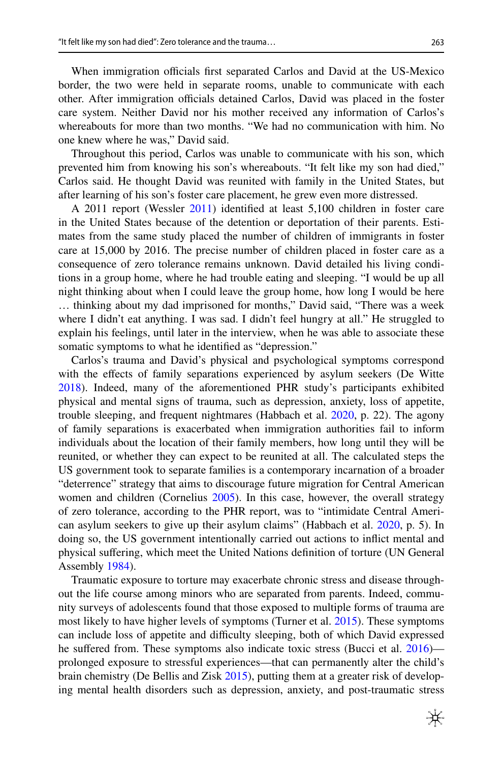When immigration officials first separated Carlos and David at the US-Mexico border, the two were held in separate rooms, unable to communicate with each other. After immigration officials detained Carlos, David was placed in the foster care system. Neither David nor his mother received any information of Carlos's whereabouts for more than two months. "We had no communication with him. No one knew where he was," David said.

Throughout this period, Carlos was unable to communicate with his son, which prevented him from knowing his son's whereabouts. "It felt like my son had died," Carlos said. He thought David was reunited with family in the United States, but after learning of his son's foster care placement, he grew even more distressed.

A 2011 report (Wessler 2011) identified at least 5,100 children in foster care in the United States because of the detention or deportation of their parents. Estimates from the same study placed the number of children of immigrants in foster care at 15,000 by 2016. The precise number of children placed in foster care as a consequence of zero tolerance remains unknown. David detailed his living conditions in a group home, where he had trouble eating and sleeping. "I would be up all night thinking about when I could leave the group home, how long I would be here … thinking about my dad imprisoned for months," David said, "There was a week where I didn't eat anything. I was sad. I didn't feel hungry at all." He struggled to explain his feelings, until later in the interview, when he was able to associate these somatic symptoms to what he identified as "depression."

Carlos's trauma and David's physical and psychological symptoms correspond with the effects of family separations experienced by asylum seekers (De Witte 2018). Indeed, many of the aforementioned PHR study's participants exhibited physical and mental signs of trauma, such as depression, anxiety, loss of appetite, trouble sleeping, and frequent nightmares (Habbach et al. 2020, p. 22). The agony of family separations is exacerbated when immigration authorities fail to inform individuals about the location of their family members, how long until they will be reunited, or whether they can expect to be reunited at all. The calculated steps the US government took to separate families is a contemporary incarnation of a broader "deterrence" strategy that aims to discourage future migration for Central American women and children (Cornelius 2005). In this case, however, the overall strategy of zero tolerance, according to the PHR report, was to "intimidate Central American asylum seekers to give up their asylum claims" (Habbach et al. 2020, p. 5). In doing so, the US government intentionally carried out actions to inflict mental and physical suffering, which meet the United Nations definition of torture (UN General Assembly 1984).

Traumatic exposure to torture may exacerbate chronic stress and disease throughout the life course among minors who are separated from parents. Indeed, community surveys of adolescents found that those exposed to multiple forms of trauma are most likely to have higher levels of symptoms (Turner et al. 2015). These symptoms can include loss of appetite and difficulty sleeping, both of which David expressed he suffered from. These symptoms also indicate toxic stress (Bucci et al. 2016)—prolonged exposure to stressful experiences—that can permanently alter the child's brain chemistry (De Bellis and Zisk 2015), putting them at a greater risk of developing mental health disorders such as depression, anxiety, and post-traumatic stress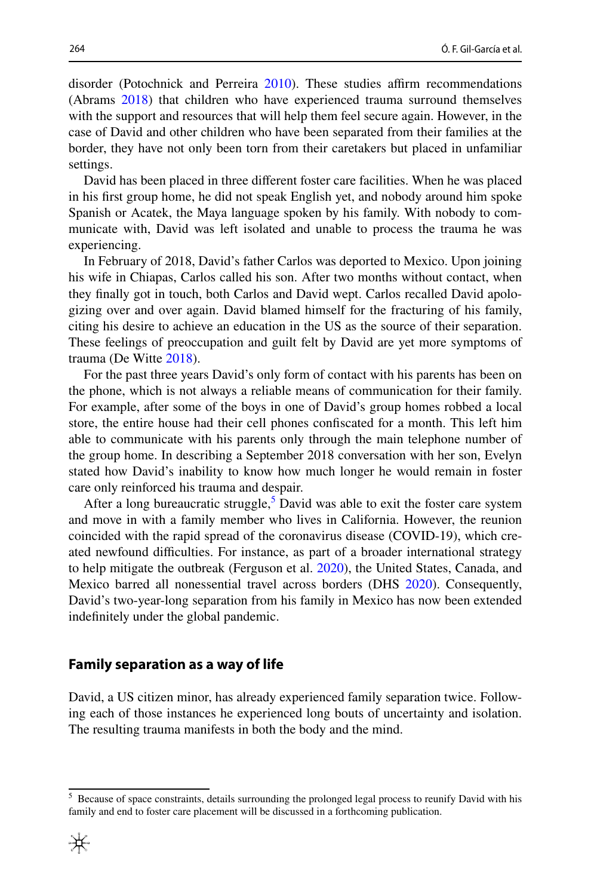disorder (Potochnick and Perreira 2010). These studies affirm recommendations (Abrams 2018) that children who have experienced trauma surround themselves with the support and resources that will help them feel secure again. However, in the case of David and other children who have been separated from their families at the border, they have not only been torn from their caretakers but placed in unfamiliar settings.

David has been placed in three different foster care facilities. When he was placed in his first group home, he did not speak English yet, and nobody around him spoke Spanish or Acatek, the Maya language spoken by his family. With nobody to communicate with, David was left isolated and unable to process the trauma he was experiencing.

In February of 2018, David's father Carlos was deported to Mexico. Upon joining his wife in Chiapas, Carlos called his son. After two months without contact, when they finally got in touch, both Carlos and David wept. Carlos recalled David apologizing over and over again. David blamed himself for the fracturing of his family, citing his desire to achieve an education in the US as the source of their separation. These feelings of preoccupation and guilt felt by David are yet more symptoms of trauma (De Witte 2018).

For the past three years David's only form of contact with his parents has been on the phone, which is not always a reliable means of communication for their family. For example, after some of the boys in one of David's group homes robbed a local store, the entire house had their cell phones confiscated for a month. This left him able to communicate with his parents only through the main telephone number of the group home. In describing a September 2018 conversation with her son, Evelyn stated how David's inability to know how much longer he would remain in foster care only reinforced his trauma and despair.

After a long bureaucratic struggle,[5] David was able to exit the foster care system and move in with a family member who lives in California. However, the reunion coincided with the rapid spread of the coronavirus disease (COVID-19), which created newfound difficulties. For instance, as part of a broader international strategy to help mitigate the outbreak (Ferguson et al. 2020), the United States, Canada, and Mexico barred all nonessential travel across borders (DHS 2020). Consequently, David's two-year-long separation from his family in Mexico has now been extended indefinitely under the global pandemic.

## Family separation as a way of life

David, a US citizen minor, has already experienced family separation twice. Following each of those instances he experienced long bouts of uncertainty and isolation. The resulting trauma manifests in both the body and the mind.

---

[5] Because of space constraints, details surrounding the prolonged legal process to reunify David with his family and end to foster care placement will be discussed in a forthcoming publication.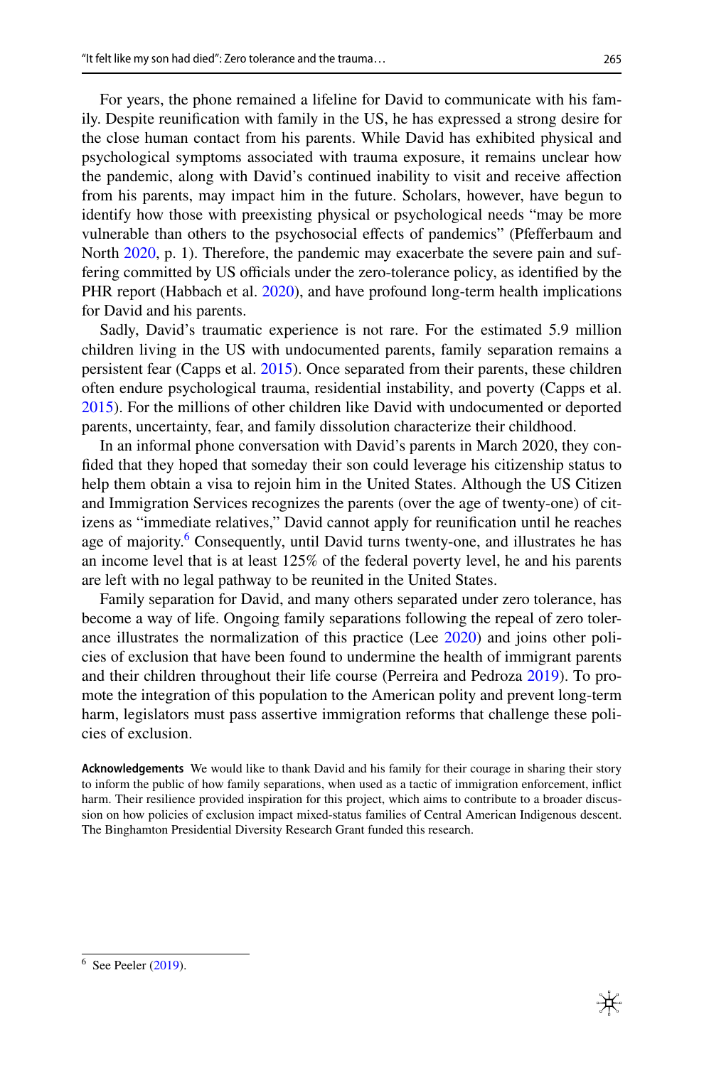For years, the phone remained a lifeline for David to communicate with his family. Despite reunification with family in the US, he has expressed a strong desire for the close human contact from his parents. While David has exhibited physical and psychological symptoms associated with trauma exposure, it remains unclear how the pandemic, along with David's continued inability to visit and receive affection from his parents, may impact him in the future. Scholars, however, have begun to identify how those with preexisting physical or psychological needs "may be more vulnerable than others to the psychosocial effects of pandemics" (Pfefferbaum and North 2020, p. 1). Therefore, the pandemic may exacerbate the severe pain and suffering committed by US officials under the zero-tolerance policy, as identified by the PHR report (Habbach et al. 2020), and have profound long-term health implications for David and his parents.

Sadly, David's traumatic experience is not rare. For the estimated 5.9 million children living in the US with undocumented parents, family separation remains a persistent fear (Capps et al. 2015). Once separated from their parents, these children often endure psychological trauma, residential instability, and poverty (Capps et al. 2015). For the millions of other children like David with undocumented or deported parents, uncertainty, fear, and family dissolution characterize their childhood.

In an informal phone conversation with David's parents in March 2020, they confided that they hoped that someday their son could leverage his citizenship status to help them obtain a visa to rejoin him in the United States. Although the US Citizen and Immigration Services recognizes the parents (over the age of twenty-one) of citizens as "immediate relatives," David cannot apply for reunification until he reaches age of majority.[6] Consequently, until David turns twenty-one, and illustrates he has an income level that is at least 125% of the federal poverty level, he and his parents are left with no legal pathway to be reunited in the United States.

Family separation for David, and many others separated under zero tolerance, has become a way of life. Ongoing family separations following the repeal of zero tolerance illustrates the normalization of this practice (Lee 2020) and joins other policies of exclusion that have been found to undermine the health of immigrant parents and their children throughout their life course (Perreira and Pedroza 2019). To promote the integration of this population to the American polity and prevent long-term harm, legislators must pass assertive immigration reforms that challenge these policies of exclusion.

**Acknowledgements** We would like to thank David and his family for their courage in sharing their story to inform the public of how family separations, when used as a tactic of immigration enforcement, inflict harm. Their resilience provided inspiration for this project, which aims to contribute to a broader discussion on how policies of exclusion impact mixed-status families of Central American Indigenous descent. The Binghamton Presidential Diversity Research Grant funded this research.

[6] See Peeler (2019).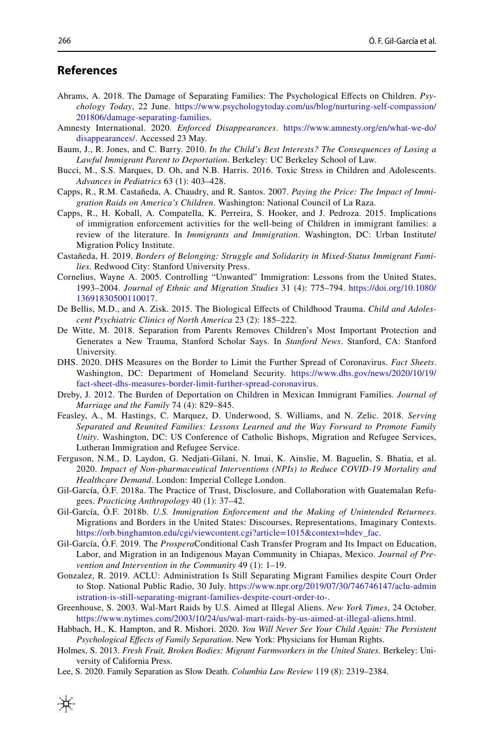## References

Abrams, A. 2018. The Damage of Separating Families: The Psychological Effects on Children. *Psychology Today*, 22 June. https://www.psychologytoday.com/us/blog/nurturing-self-compassion/201806/damage-separating-families.

Amnesty International. 2020. *Enforced Disappearances*. https://www.amnesty.org/en/what-we-do/disappearances/. Accessed 23 May.

Baum, J., R. Jones, and C. Barry. 2010. *In the Child's Best Interests? The Consequences of Losing a Lawful Immigrant Parent to Deportation*. Berkeley: UC Berkeley School of Law.

Bucci, M., S.S. Marques, D. Oh, and N.B. Harris. 2016. Toxic Stress in Children and Adolescents. *Advances in Pediatrics* 63 (1): 403–428.

Capps, R., R.M. Castañeda, A. Chaudry, and R. Santos. 2007. *Paying the Price: The Impact of Immigration Raids on America's Children*. Washington: National Council of La Raza.

Capps, R., H. Koball, A. Compatella, K. Perreira, S. Hooker, and J. Pedroza. 2015. Implications of immigration enforcement activities for the well-being of Children in immigrant families: a review of the literature. In *Immigrants and Immigration*. Washington, DC: Urban Institute/Migration Policy Institute.

Castañeda, H. 2019. *Borders of Belonging: Struggle and Solidarity in Mixed-Status Immigrant Families*. Redwood City: Stanford University Press.

Cornelius, Wayne A. 2005. Controlling "Unwanted" Immigration: Lessons from the United States, 1993–2004. *Journal of Ethnic and Migration Studies* 31 (4): 775–794. https://doi.org/10.1080/13691830500110017.

De Bellis, M.D., and A. Zisk. 2015. The Biological Effects of Childhood Trauma. *Child and Adolescent Psychiatric Clinics of North America* 23 (2): 185–222.

De Witte, M. 2018. Separation from Parents Removes Children's Most Important Protection and Generates a New Trauma, Stanford Scholar Says. In *Stanford News*. Stanford, CA: Stanford University.

DHS. 2020. DHS Measures on the Border to Limit the Further Spread of Coronavirus. *Fact Sheets*. Washington, DC: Department of Homeland Security. https://www.dhs.gov/news/2020/10/19/fact-sheet-dhs-measures-border-limit-further-spread-coronavirus.

Dreby, J. 2012. The Burden of Deportation on Children in Mexican Immigrant Families. *Journal of Marriage and the Family* 74 (4): 829–845.

Feasley, A., M. Hastings, C. Marquez, D. Underwood, S. Williams, and N. Zelic. 2018. *Serving Separated and Reunited Families: Lessons Learned and the Way Forward to Promote Family Unity*. Washington, DC: US Conference of Catholic Bishops, Migration and Refugee Services, Lutheran Immigration and Refugee Service.

Ferguson, N.M., D. Laydon, G. Nedjati-Gilani, N. Imai, K. Ainslie, M. Baguelin, S. Bhatia, et al. 2020. *Impact of Non-pharmaceutical Interventions (NPIs) to Reduce COVID-19 Mortality and Healthcare Demand*. London: Imperial College London.

Gil-García, Ó.F. 2018a. The Practice of Trust, Disclosure, and Collaboration with Guatemalan Refugees. *Practicing Anthropology* 40 (1): 37–42.

Gil-García, Ó.F. 2018b. *U.S. Immigration Enforcement and the Making of Unintended Returnees*. Migrations and Borders in the United States: Discourses, Representations, Imaginary Contexts. https://orb.binghamton.edu/cgi/viewcontent.cgi?article=1015&context=hdev_fac.

Gil-García, Ó.F. 2019. The *Prospera* Conditional Cash Transfer Program and Its Impact on Education, Labor, and Migration in an Indigenous Mayan Community in Chiapas, Mexico. *Journal of Prevention and Intervention in the Community* 49 (1): 1–19.

Gonzalez, R. 2019. ACLU: Administration Is Still Separating Migrant Families despite Court Order to Stop. National Public Radio, 30 July. https://www.npr.org/2019/07/30/746746147/aclu-administration-is-still-separating-migrant-families-despite-court-order-to-.

Greenhouse, S. 2003. Wal-Mart Raids by U.S. Aimed at Illegal Aliens. *New York Times*, 24 October. https://www.nytimes.com/2003/10/24/us/wal-mart-raids-by-us-aimed-at-illegal-aliens.html.

Habbach, H., K. Hampton, and R. Mishori. 2020. *You Will Never See Your Child Again: The Persistent Psychological Effects of Family Separation*. New York: Physicians for Human Rights.

Holmes, S. 2013. *Fresh Fruit, Broken Bodies: Migrant Farmworkers in the United States*. Berkeley: University of California Press.

Lee, S. 2020. Family Separation as Slow Death. *Columbia Law Review* 119 (8): 2319–2384.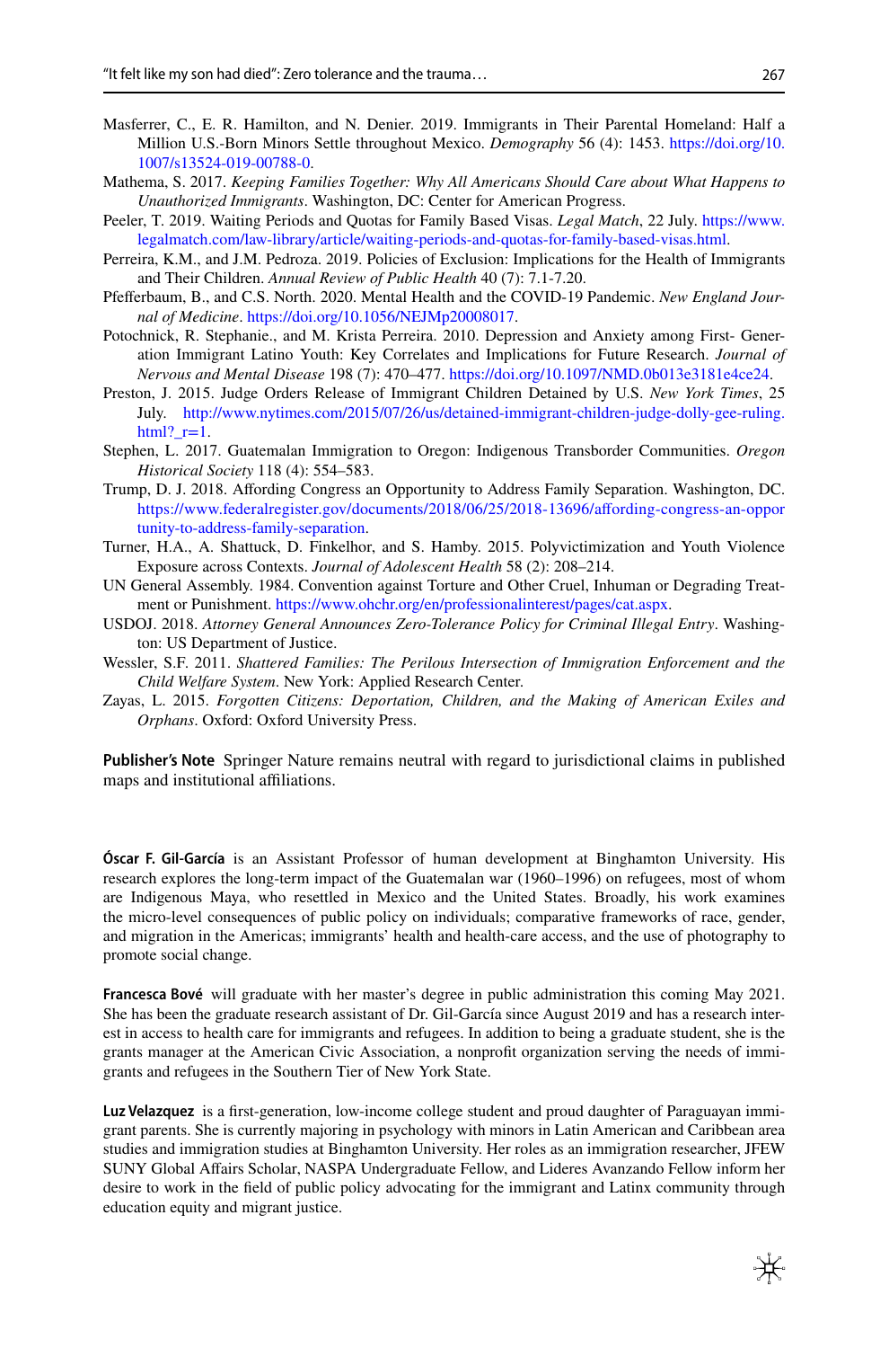Masferrer, C., E. R. Hamilton, and N. Denier. 2019. Immigrants in Their Parental Homeland: Half a Million U.S.-Born Minors Settle throughout Mexico. *Demography* 56 (4): 1453. https://doi.org/10.1007/s13524-019-00788-0.

Mathema, S. 2017. *Keeping Families Together: Why All Americans Should Care about What Happens to Unauthorized Immigrants*. Washington, DC: Center for American Progress.

Peeler, T. 2019. Waiting Periods and Quotas for Family Based Visas. *Legal Match*, 22 July. https://www.legalmatch.com/law-library/article/waiting-periods-and-quotas-for-family-based-visas.html.

Perreira, K.M., and J.M. Pedroza. 2019. Policies of Exclusion: Implications for the Health of Immigrants and Their Children. *Annual Review of Public Health* 40 (7): 7.1-7.20.

Pfefferbaum, B., and C.S. North. 2020. Mental Health and the COVID-19 Pandemic. *New England Journal of Medicine*. https://doi.org/10.1056/NEJMp20008017.

Potochnick, R. Stephanie., and M. Krista Perreira. 2010. Depression and Anxiety among First- Generation Immigrant Latino Youth: Key Correlates and Implications for Future Research. *Journal of Nervous and Mental Disease* 198 (7): 470–477. https://doi.org/10.1097/NMD.0b013e3181e4ce24.

Preston, J. 2015. Judge Orders Release of Immigrant Children Detained by U.S. *New York Times*, 25 July. http://www.nytimes.com/2015/07/26/us/detained-immigrant-children-judge-dolly-gee-ruling.html?_r=1.

Stephen, L. 2017. Guatemalan Immigration to Oregon: Indigenous Transborder Communities. *Oregon Historical Society* 118 (4): 554–583.

Trump, D. J. 2018. Affording Congress an Opportunity to Address Family Separation. Washington, DC. https://www.federalregister.gov/documents/2018/06/25/2018-13696/affording-congress-an-opportunity-to-address-family-separation.

Turner, H.A., A. Shattuck, D. Finkelhor, and S. Hamby. 2015. Polyvictimization and Youth Violence Exposure across Contexts. *Journal of Adolescent Health* 58 (2): 208–214.

UN General Assembly. 1984. Convention against Torture and Other Cruel, Inhuman or Degrading Treatment or Punishment. https://www.ohchr.org/en/professionalinterest/pages/cat.aspx.

USDOJ. 2018. *Attorney General Announces Zero-Tolerance Policy for Criminal Illegal Entry*. Washington: US Department of Justice.

Wessler, S.F. 2011. *Shattered Families: The Perilous Intersection of Immigration Enforcement and the Child Welfare System*. New York: Applied Research Center.

Zayas, L. 2015. *Forgotten Citizens: Deportation, Children, and the Making of American Exiles and Orphans*. Oxford: Oxford University Press.

**Publisher's Note** Springer Nature remains neutral with regard to jurisdictional claims in published maps and institutional affiliations.

**Óscar F. Gil-García** is an Assistant Professor of human development at Binghamton University. His research explores the long-term impact of the Guatemalan war (1960–1996) on refugees, most of whom are Indigenous Maya, who resettled in Mexico and the United States. Broadly, his work examines the micro-level consequences of public policy on individuals; comparative frameworks of race, gender, and migration in the Americas; immigrants' health and health-care access, and the use of photography to promote social change.

**Francesca Bové** will graduate with her master's degree in public administration this coming May 2021. She has been the graduate research assistant of Dr. Gil-García since August 2019 and has a research interest in access to health care for immigrants and refugees. In addition to being a graduate student, she is the grants manager at the American Civic Association, a nonprofit organization serving the needs of immigrants and refugees in the Southern Tier of New York State.

**Luz Velazquez** is a first-generation, low-income college student and proud daughter of Paraguayan immigrant parents. She is currently majoring in psychology with minors in Latin American and Caribbean area studies and immigration studies at Binghamton University. Her roles as an immigration researcher, JFEW SUNY Global Affairs Scholar, NASPA Undergraduate Fellow, and Lideres Avanzando Fellow inform her desire to work in the field of public policy advocating for the immigrant and Latinx community through education equity and migrant justice.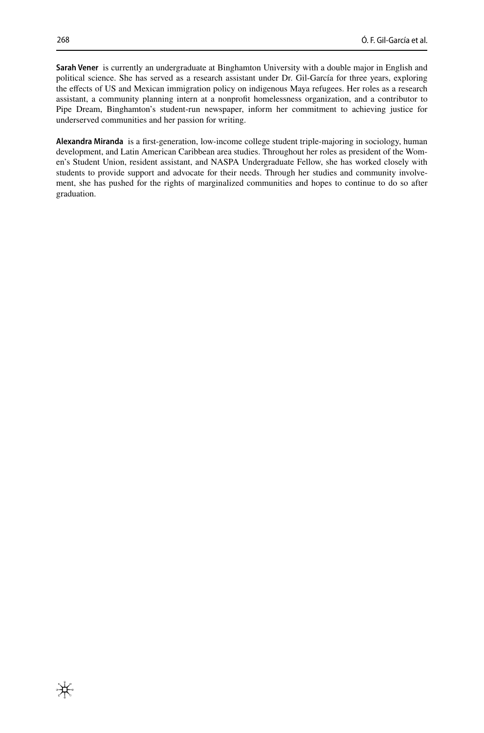**Sarah Vener** is currently an undergraduate at Binghamton University with a double major in English and political science. She has served as a research assistant under Dr. Gil-García for three years, exploring the effects of US and Mexican immigration policy on indigenous Maya refugees. Her roles as a research assistant, a community planning intern at a nonprofit homelessness organization, and a contributor to Pipe Dream, Binghamton's student-run newspaper, inform her commitment to achieving justice for underserved communities and her passion for writing.

**Alexandra Miranda** is a first-generation, low-income college student triple-majoring in sociology, human development, and Latin American Caribbean area studies. Throughout her roles as president of the Women's Student Union, resident assistant, and NASPA Undergraduate Fellow, she has worked closely with students to provide support and advocate for their needs. Through her studies and community involvement, she has pushed for the rights of marginalized communities and hopes to continue to do so after graduation.